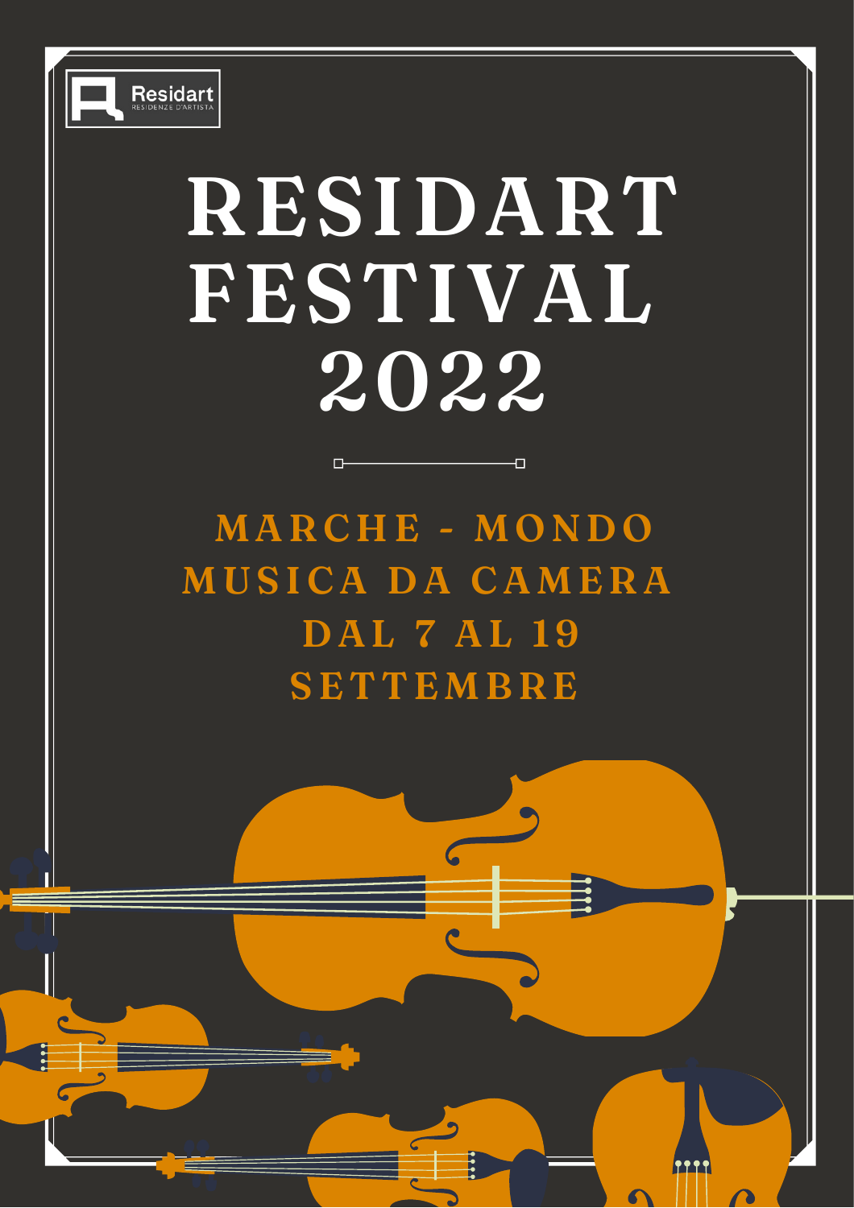Residart
RESIDENZE D'ARTISTA

# RESIDART FESTIVAL 2022

## MARCHE - MONDO
## MUSICA DA CAMERA
## DAL 7 AL 19 SETTEMBRE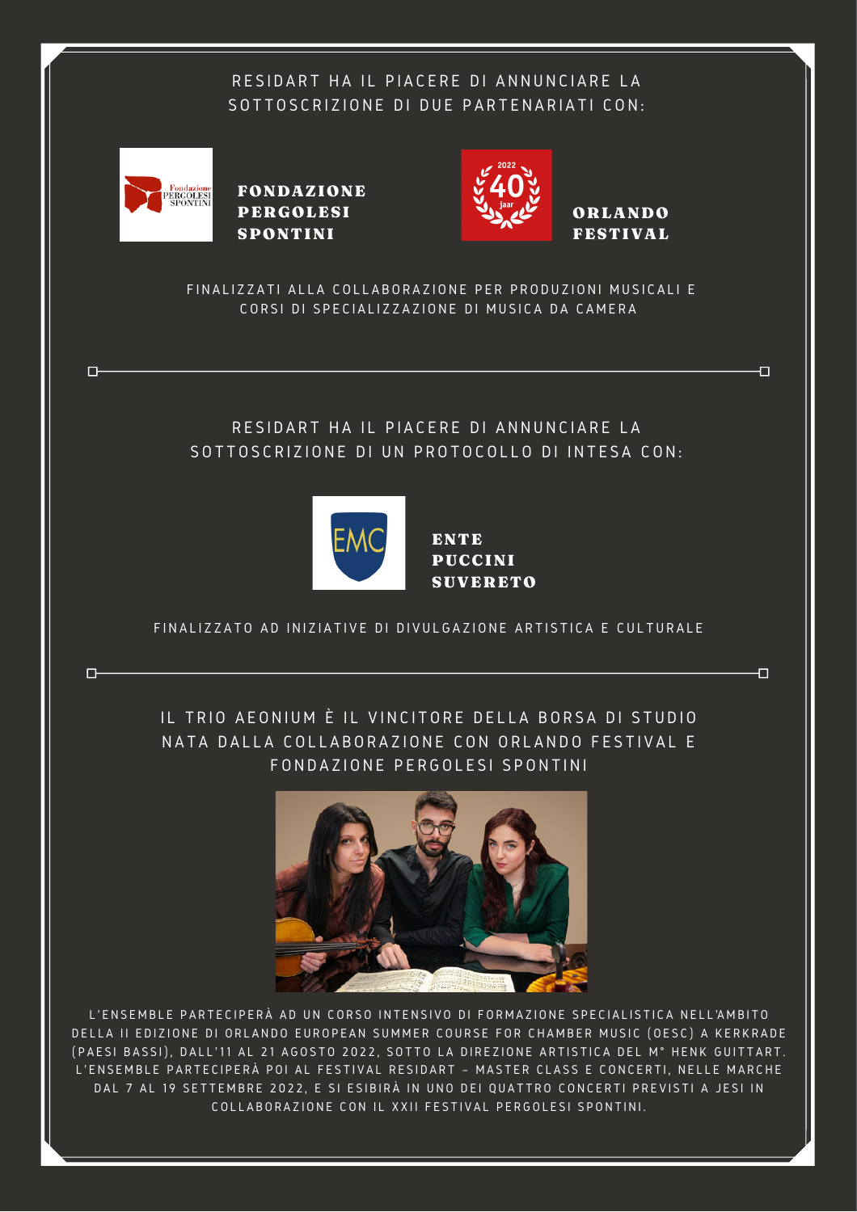RESIDART HA IL PIACERE DI ANNUNCIARE LA SOTTOSCRIZIONE DI DUE PARTENARIATI CON:

**FONDAZIONE PERGOLESI SPONTINI**

**ORLANDO FESTIVAL**

FINALIZZATI ALLA COLLABORAZIONE PER PRODUZIONI MUSICALI E CORSI DI SPECIALIZZAZIONE DI MUSICA DA CAMERA

---

RESIDART HA IL PIACERE DI ANNUNCIARE LA SOTTOSCRIZIONE DI UN PROTOCOLLO DI INTESA CON:

**ENTE PUCCINI SUVERETO**

FINALIZZATO AD INIZIATIVE DI DIVULGAZIONE ARTISTICA E CULTURALE

---

IL TRIO AEONIUM È IL VINCITORE DELLA BORSA DI STUDIO NATA DALLA COLLABORAZIONE CON ORLANDO FESTIVAL E FONDAZIONE PERGOLESI SPONTINI

L'ENSEMBLE PARTECIPERÀ AD UN CORSO INTENSIVO DI FORMAZIONE SPECIALISTICA NELL'AMBITO DELLA II EDIZIONE DI ORLANDO EUROPEAN SUMMER COURSE FOR CHAMBER MUSIC (OESC) A KERKRADE (PAESI BASSI), DALL'11 AL 21 AGOSTO 2022, SOTTO LA DIREZIONE ARTISTICA DEL M° HENK GUITTART. L'ENSEMBLE PARTECIPERÀ POI AL FESTIVAL RESIDART – MASTER CLASS E CONCERTI, NELLE MARCHE DAL 7 AL 19 SETTEMBRE 2022, E SI ESIBIRÀ IN UNO DEI QUATTRO CONCERTI PREVISTI A JESI IN COLLABORAZIONE CON IL XXII FESTIVAL PERGOLESI SPONTINI.